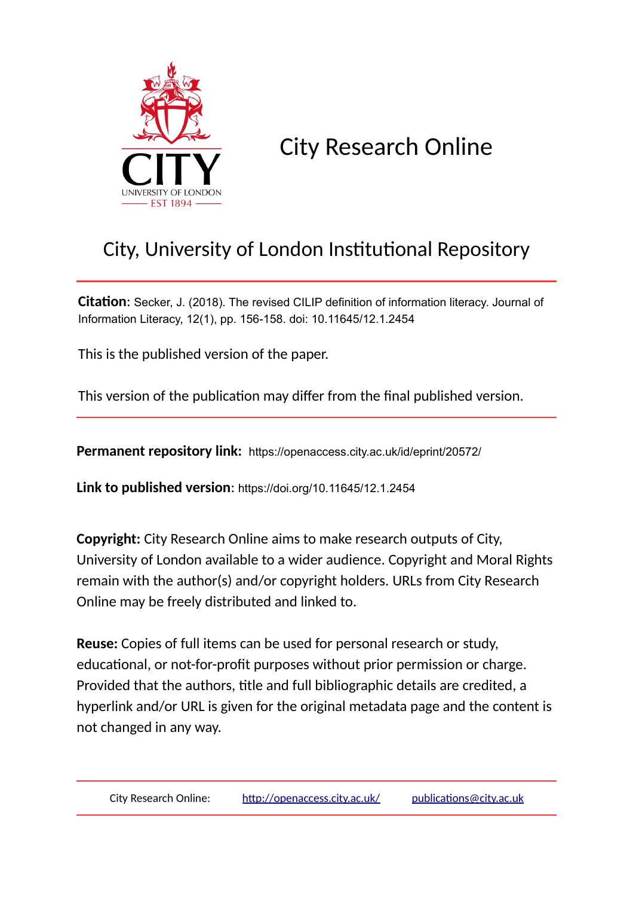# City Research Online

## City, University of London Institutional Repository

**Citation**: Secker, J. (2018). The revised CILIP definition of information literacy. Journal of Information Literacy, 12(1), pp. 156-158. doi: 10.11645/12.1.2454

This is the published version of the paper.

This version of the publication may differ from the final published version.

**Permanent repository link:** https://openaccess.city.ac.uk/id/eprint/20572/

**Link to published version**: https://doi.org/10.11645/12.1.2454

**Copyright:** City Research Online aims to make research outputs of City, University of London available to a wider audience. Copyright and Moral Rights remain with the author(s) and/or copyright holders. URLs from City Research Online may be freely distributed and linked to.

**Reuse:** Copies of full items can be used for personal research or study, educational, or not-for-profit purposes without prior permission or charge. Provided that the authors, title and full bibliographic details are credited, a hyperlink and/or URL is given for the original metadata page and the content is not changed in any way.

City Research Online: http://openaccess.city.ac.uk/ publications@city.ac.uk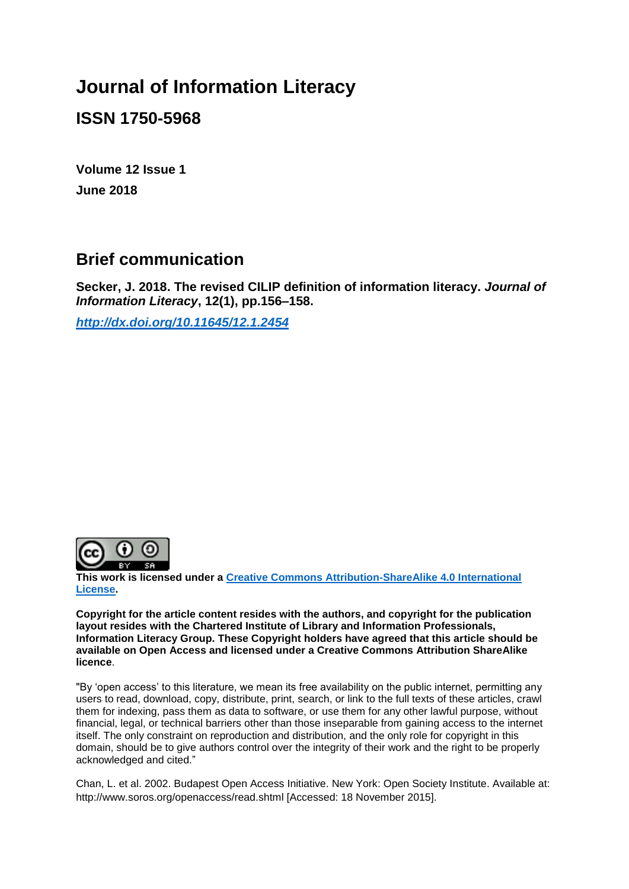# Journal of Information Literacy

## ISSN 1750-5968

**Volume 12 Issue 1**

**June 2018**

## Brief communication

**Secker, J. 2018. The revised CILIP definition of information literacy. *Journal of Information Literacy*, 12(1), pp.156–158.**

***http://dx.doi.org/10.11645/12.1.2454***

**This work is licensed under a Creative Commons Attribution-ShareAlike 4.0 International License.**

**Copyright for the article content resides with the authors, and copyright for the publication layout resides with the Chartered Institute of Library and Information Professionals, Information Literacy Group. These Copyright holders have agreed that this article should be available on Open Access and licensed under a Creative Commons Attribution ShareAlike licence.**

"By 'open access' to this literature, we mean its free availability on the public internet, permitting any users to read, download, copy, distribute, print, search, or link to the full texts of these articles, crawl them for indexing, pass them as data to software, or use them for any other lawful purpose, without financial, legal, or technical barriers other than those inseparable from gaining access to the internet itself. The only constraint on reproduction and distribution, and the only role for copyright in this domain, should be to give authors control over the integrity of their work and the right to be properly acknowledged and cited."

Chan, L. et al. 2002. Budapest Open Access Initiative. New York: Open Society Institute. Available at: http://www.soros.org/openaccess/read.shtml [Accessed: 18 November 2015].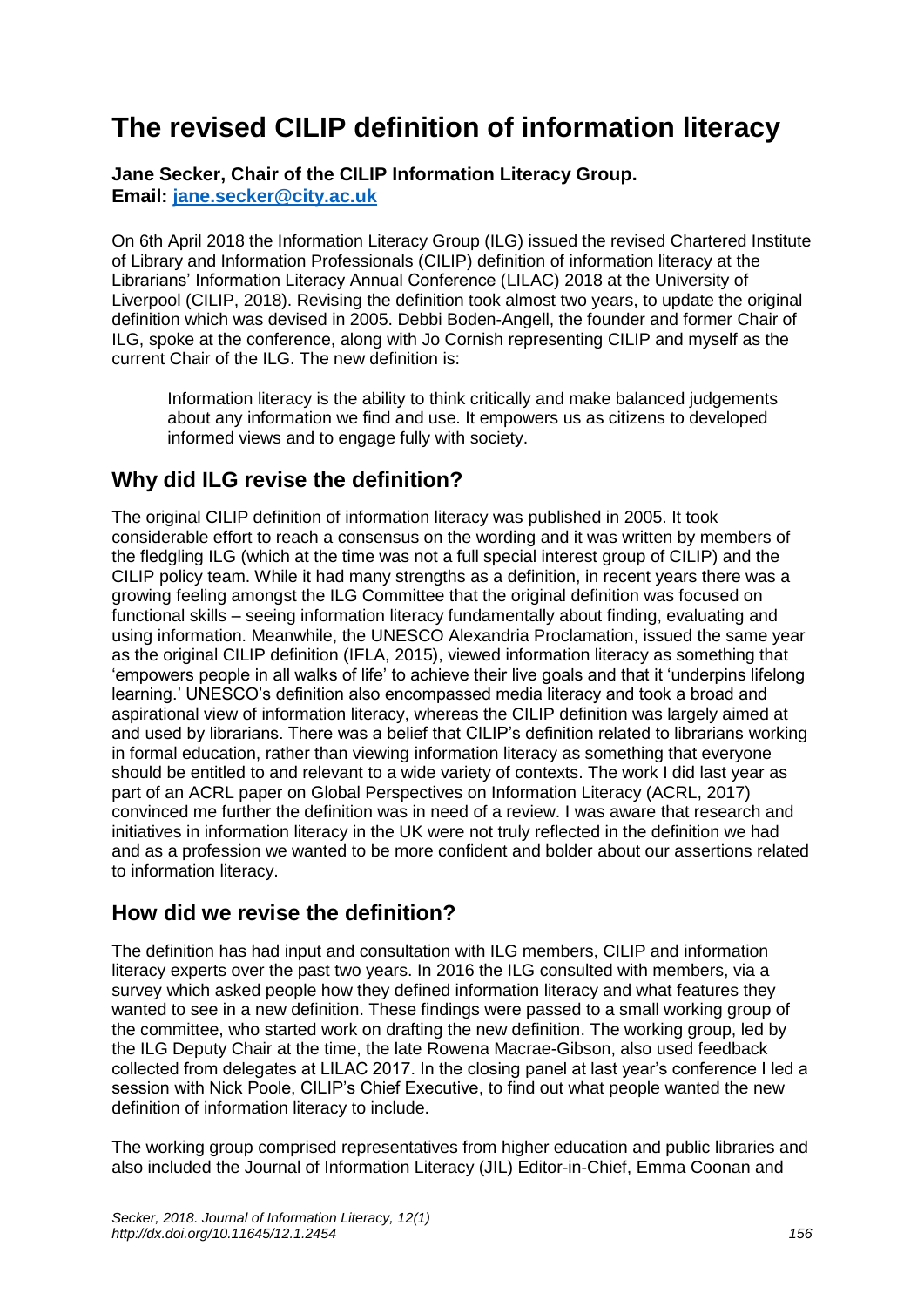# The revised CILIP definition of information literacy

**Jane Secker, Chair of the CILIP Information Literacy Group.**
**Email: [jane.secker@city.ac.uk](mailto:jane.secker@city.ac.uk)**

On 6th April 2018 the Information Literacy Group (ILG) issued the revised Chartered Institute of Library and Information Professionals (CILIP) definition of information literacy at the Librarians' Information Literacy Annual Conference (LILAC) 2018 at the University of Liverpool (CILIP, 2018). Revising the definition took almost two years, to update the original definition which was devised in 2005. Debbi Boden-Angell, the founder and former Chair of ILG, spoke at the conference, along with Jo Cornish representing CILIP and myself as the current Chair of the ILG. The new definition is:

> Information literacy is the ability to think critically and make balanced judgements about any information we find and use. It empowers us as citizens to developed informed views and to engage fully with society.

## Why did ILG revise the definition?

The original CILIP definition of information literacy was published in 2005. It took considerable effort to reach a consensus on the wording and it was written by members of the fledgling ILG (which at the time was not a full special interest group of CILIP) and the CILIP policy team. While it had many strengths as a definition, in recent years there was a growing feeling amongst the ILG Committee that the original definition was focused on functional skills – seeing information literacy fundamentally about finding, evaluating and using information. Meanwhile, the UNESCO Alexandria Proclamation, issued the same year as the original CILIP definition (IFLA, 2015), viewed information literacy as something that 'empowers people in all walks of life' to achieve their live goals and that it 'underpins lifelong learning.' UNESCO's definition also encompassed media literacy and took a broad and aspirational view of information literacy, whereas the CILIP definition was largely aimed at and used by librarians. There was a belief that CILIP's definition related to librarians working in formal education, rather than viewing information literacy as something that everyone should be entitled to and relevant to a wide variety of contexts. The work I did last year as part of an ACRL paper on Global Perspectives on Information Literacy (ACRL, 2017) convinced me further the definition was in need of a review. I was aware that research and initiatives in information literacy in the UK were not truly reflected in the definition we had and as a profession we wanted to be more confident and bolder about our assertions related to information literacy.

## How did we revise the definition?

The definition has had input and consultation with ILG members, CILIP and information literacy experts over the past two years. In 2016 the ILG consulted with members, via a survey which asked people how they defined information literacy and what features they wanted to see in a new definition. These findings were passed to a small working group of the committee, who started work on drafting the new definition. The working group, led by the ILG Deputy Chair at the time, the late Rowena Macrae-Gibson, also used feedback collected from delegates at LILAC 2017. In the closing panel at last year's conference I led a session with Nick Poole, CILIP's Chief Executive, to find out what people wanted the new definition of information literacy to include.

The working group comprised representatives from higher education and public libraries and also included the Journal of Information Literacy (JIL) Editor-in-Chief, Emma Coonan and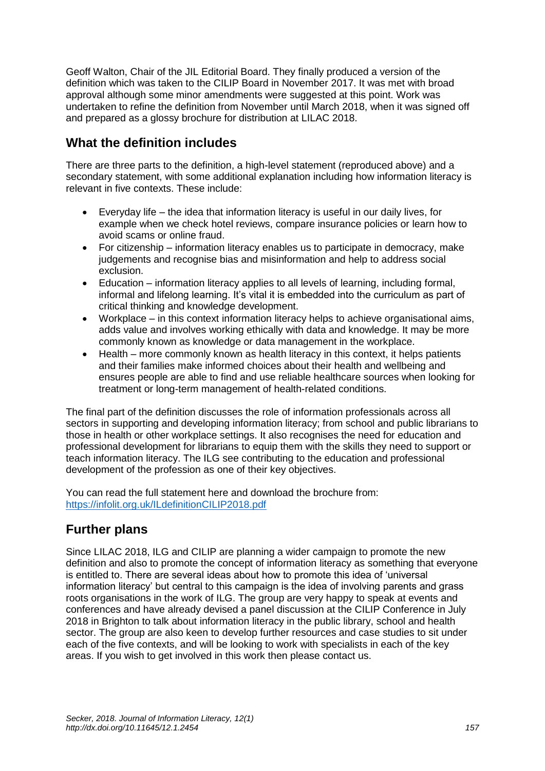Geoff Walton, Chair of the JIL Editorial Board. They finally produced a version of the definition which was taken to the CILIP Board in November 2017. It was met with broad approval although some minor amendments were suggested at this point. Work was undertaken to refine the definition from November until March 2018, when it was signed off and prepared as a glossy brochure for distribution at LILAC 2018.

## What the definition includes

There are three parts to the definition, a high-level statement (reproduced above) and a secondary statement, with some additional explanation including how information literacy is relevant in five contexts. These include:

- Everyday life – the idea that information literacy is useful in our daily lives, for example when we check hotel reviews, compare insurance policies or learn how to avoid scams or online fraud.
- For citizenship – information literacy enables us to participate in democracy, make judgements and recognise bias and misinformation and help to address social exclusion.
- Education – information literacy applies to all levels of learning, including formal, informal and lifelong learning. It's vital it is embedded into the curriculum as part of critical thinking and knowledge development.
- Workplace – in this context information literacy helps to achieve organisational aims, adds value and involves working ethically with data and knowledge. It may be more commonly known as knowledge or data management in the workplace.
- Health – more commonly known as health literacy in this context, it helps patients and their families make informed choices about their health and wellbeing and ensures people are able to find and use reliable healthcare sources when looking for treatment or long-term management of health-related conditions.

The final part of the definition discusses the role of information professionals across all sectors in supporting and developing information literacy; from school and public librarians to those in health or other workplace settings. It also recognises the need for education and professional development for librarians to equip them with the skills they need to support or teach information literacy. The ILG see contributing to the education and professional development of the profession as one of their key objectives.

You can read the full statement here and download the brochure from: [https://infolit.org.uk/ILdefinitionCILIP2018.pdf](https://infolit.org.uk/ILdefinitionCILIP2018.pdf)

## Further plans

Since LILAC 2018, ILG and CILIP are planning a wider campaign to promote the new definition and also to promote the concept of information literacy as something that everyone is entitled to. There are several ideas about how to promote this idea of 'universal information literacy' but central to this campaign is the idea of involving parents and grass roots organisations in the work of ILG. The group are very happy to speak at events and conferences and have already devised a panel discussion at the CILIP Conference in July 2018 in Brighton to talk about information literacy in the public library, school and health sector. The group are also keen to develop further resources and case studies to sit under each of the five contexts, and will be looking to work with specialists in each of the key areas. If you wish to get involved in this work then please contact us.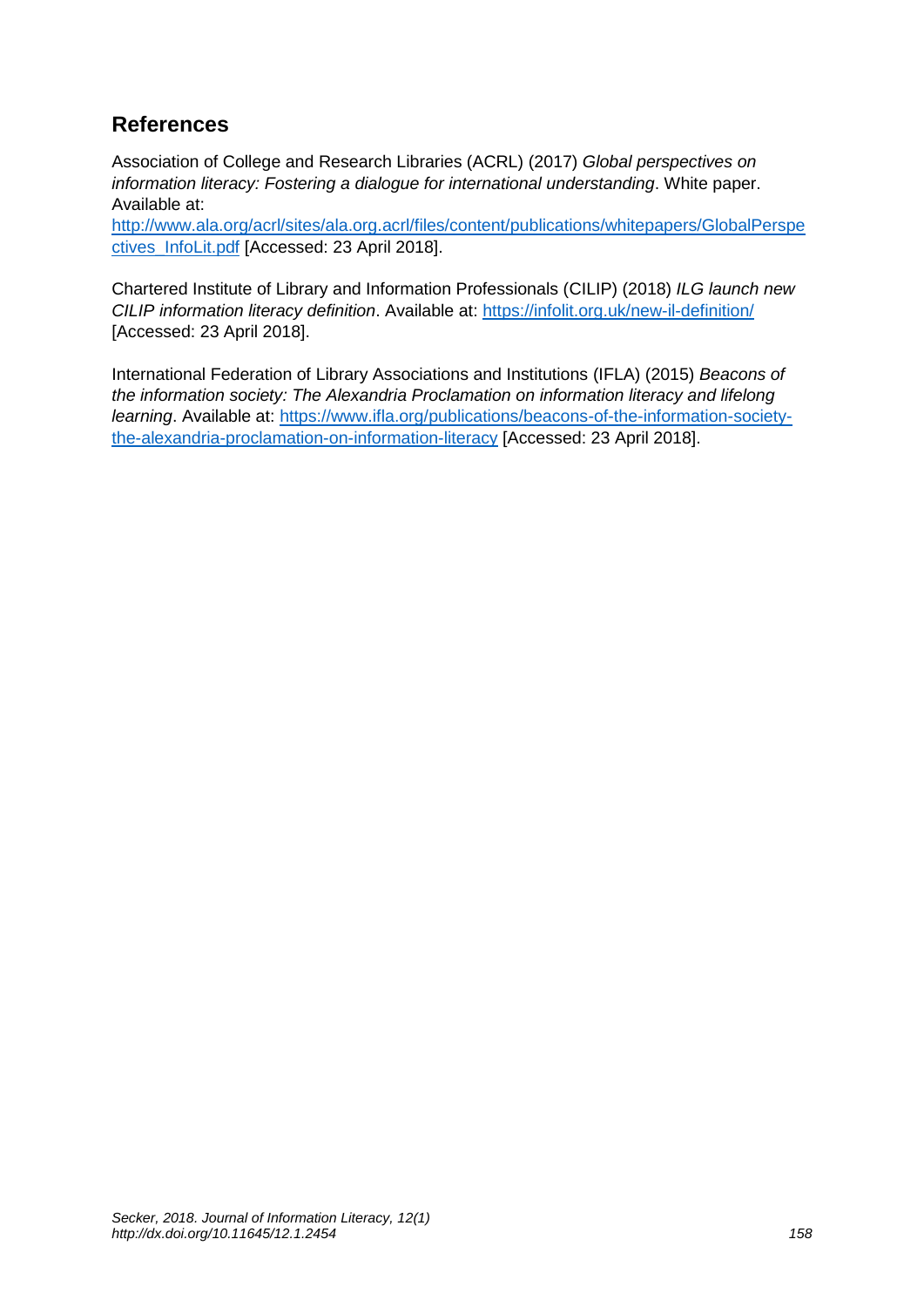## References

Association of College and Research Libraries (ACRL) (2017) *Global perspectives on information literacy: Fostering a dialogue for international understanding*. White paper. Available at: http://www.ala.org/acrl/sites/ala.org.acrl/files/content/publications/whitepapers/GlobalPerspectives_InfoLit.pdf [Accessed: 23 April 2018].

Chartered Institute of Library and Information Professionals (CILIP) (2018) *ILG launch new CILIP information literacy definition*. Available at: https://infolit.org.uk/new-il-definition/ [Accessed: 23 April 2018].

International Federation of Library Associations and Institutions (IFLA) (2015) *Beacons of the information society: The Alexandria Proclamation on information literacy and lifelong learning*. Available at: https://www.ifla.org/publications/beacons-of-the-information-society-the-alexandria-proclamation-on-information-literacy [Accessed: 23 April 2018].